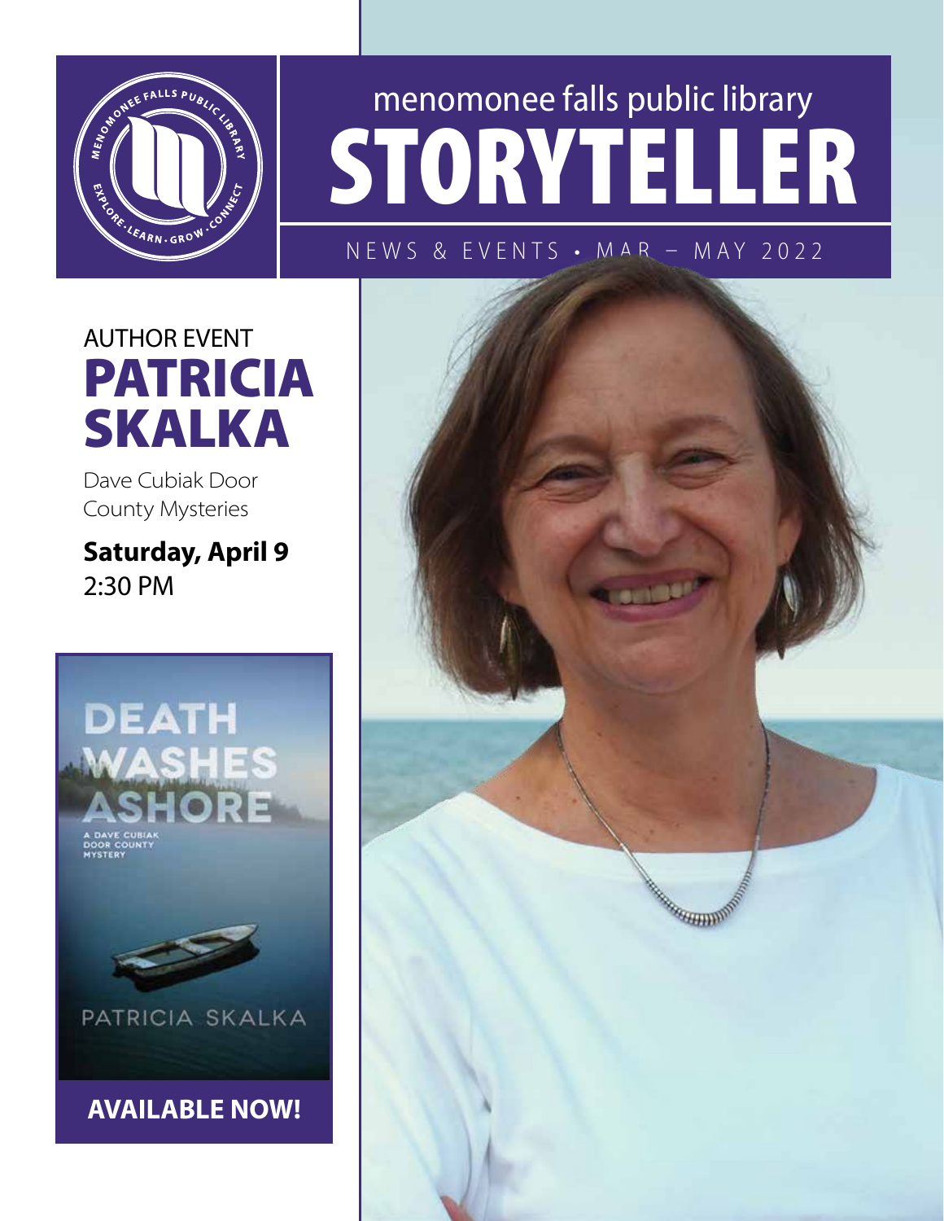menomonee falls public library

# STORYTELLER

NEWS & EVENTS • MAR – MAY 2022

## AUTHOR EVENT

# PATRICIA SKALKA

Dave Cubiak Door County Mysteries

**Saturday, April 9**
2:30 PM

DEATH WASHES ASHORE

A DAVE CUBIAK DOOR COUNTY MYSTERY

PATRICIA SKALKA

**AVAILABLE NOW!**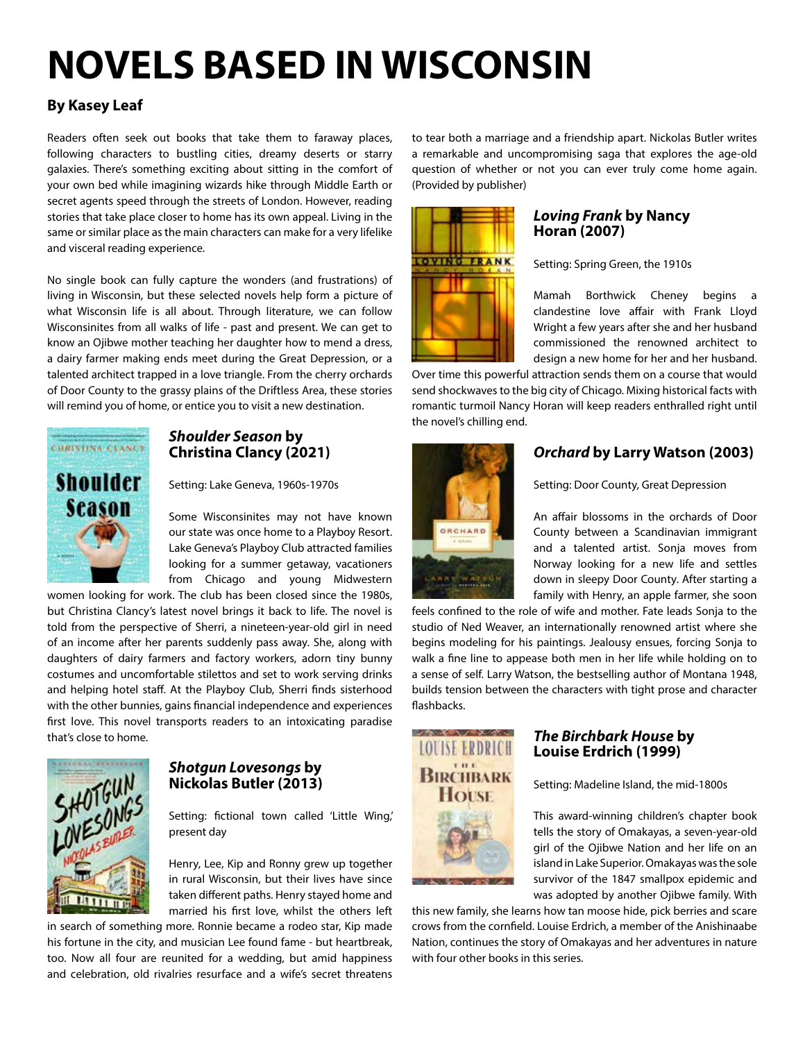# NOVELS BASED IN WISCONSIN

**By Kasey Leaf**

Readers often seek out books that take them to faraway places, following characters to bustling cities, dreamy deserts or starry galaxies. There's something exciting about sitting in the comfort of your own bed while imagining wizards hike through Middle Earth or secret agents speed through the streets of London. However, reading stories that take place closer to home has its own appeal. Living in the same or similar place as the main characters can make for a very lifelike and visceral reading experience.

No single book can fully capture the wonders (and frustrations) of living in Wisconsin, but these selected novels help form a picture of what Wisconsin life is all about. Through literature, we can follow Wisconsinites from all walks of life - past and present. We can get to know an Ojibwe mother teaching her daughter how to mend a dress, a dairy farmer making ends meet during the Great Depression, or a talented architect trapped in a love triangle. From the cherry orchards of Door County to the grassy plains of the Driftless Area, these stories will remind you of home, or entice you to visit a new destination.

## *Shoulder Season* by Christina Clancy (2021)

Setting: Lake Geneva, 1960s-1970s

Some Wisconsinites may not have known our state was once home to a Playboy Resort. Lake Geneva's Playboy Club attracted families looking for a summer getaway, vacationers from Chicago and young Midwestern women looking for work. The club has been closed since the 1980s, but Christina Clancy's latest novel brings it back to life. The novel is told from the perspective of Sherri, a nineteen-year-old girl in need of an income after her parents suddenly pass away. She, along with daughters of dairy farmers and factory workers, adorn tiny bunny costumes and uncomfortable stilettos and set to work serving drinks and helping hotel staff. At the Playboy Club, Sherri finds sisterhood with the other bunnies, gains financial independence and experiences first love. This novel transports readers to an intoxicating paradise that's close to home.

## *Shotgun Lovesongs* by Nickolas Butler (2013)

Setting: fictional town called 'Little Wing,' present day

Henry, Lee, Kip and Ronny grew up together in rural Wisconsin, but their lives have since taken different paths. Henry stayed home and married his first love, whilst the others left in search of something more. Ronnie became a rodeo star, Kip made his fortune in the city, and musician Lee found fame - but heartbreak, too. Now all four are reunited for a wedding, but amid happiness and celebration, old rivalries resurface and a wife's secret threatens to tear both a marriage and a friendship apart. Nickolas Butler writes a remarkable and uncompromising saga that explores the age-old question of whether or not you can ever truly come home again. (Provided by publisher)

## *Loving Frank* by Nancy Horan (2007)

Setting: Spring Green, the 1910s

Mamah Borthwick Cheney begins a clandestine love affair with Frank Lloyd Wright a few years after she and her husband commissioned the renowned architect to design a new home for her and her husband. Over time this powerful attraction sends them on a course that would send shockwaves to the big city of Chicago. Mixing historical facts with romantic turmoil Nancy Horan will keep readers enthralled right until the novel's chilling end.

## *Orchard* by Larry Watson (2003)

Setting: Door County, Great Depression

An affair blossoms in the orchards of Door County between a Scandinavian immigrant and a talented artist. Sonja moves from Norway looking for a new life and settles down in sleepy Door County. After starting a family with Henry, an apple farmer, she soon feels confined to the role of wife and mother. Fate leads Sonja to the studio of Ned Weaver, an internationally renowned artist where she begins modeling for his paintings. Jealousy ensues, forcing Sonja to walk a fine line to appease both men in her life while holding on to a sense of self. Larry Watson, the bestselling author of Montana 1948, builds tension between the characters with tight prose and character flashbacks.

## *The Birchbark House* by Louise Erdrich (1999)

Setting: Madeline Island, the mid-1800s

This award-winning children's chapter book tells the story of Omakayas, a seven-year-old girl of the Ojibwe Nation and her life on an island in Lake Superior. Omakayas was the sole survivor of the 1847 smallpox epidemic and was adopted by another Ojibwe family. With this new family, she learns how tan moose hide, pick berries and scare crows from the cornfield. Louise Erdrich, a member of the Anishinaabe Nation, continues the story of Omakayas and her adventures in nature with four other books in this series.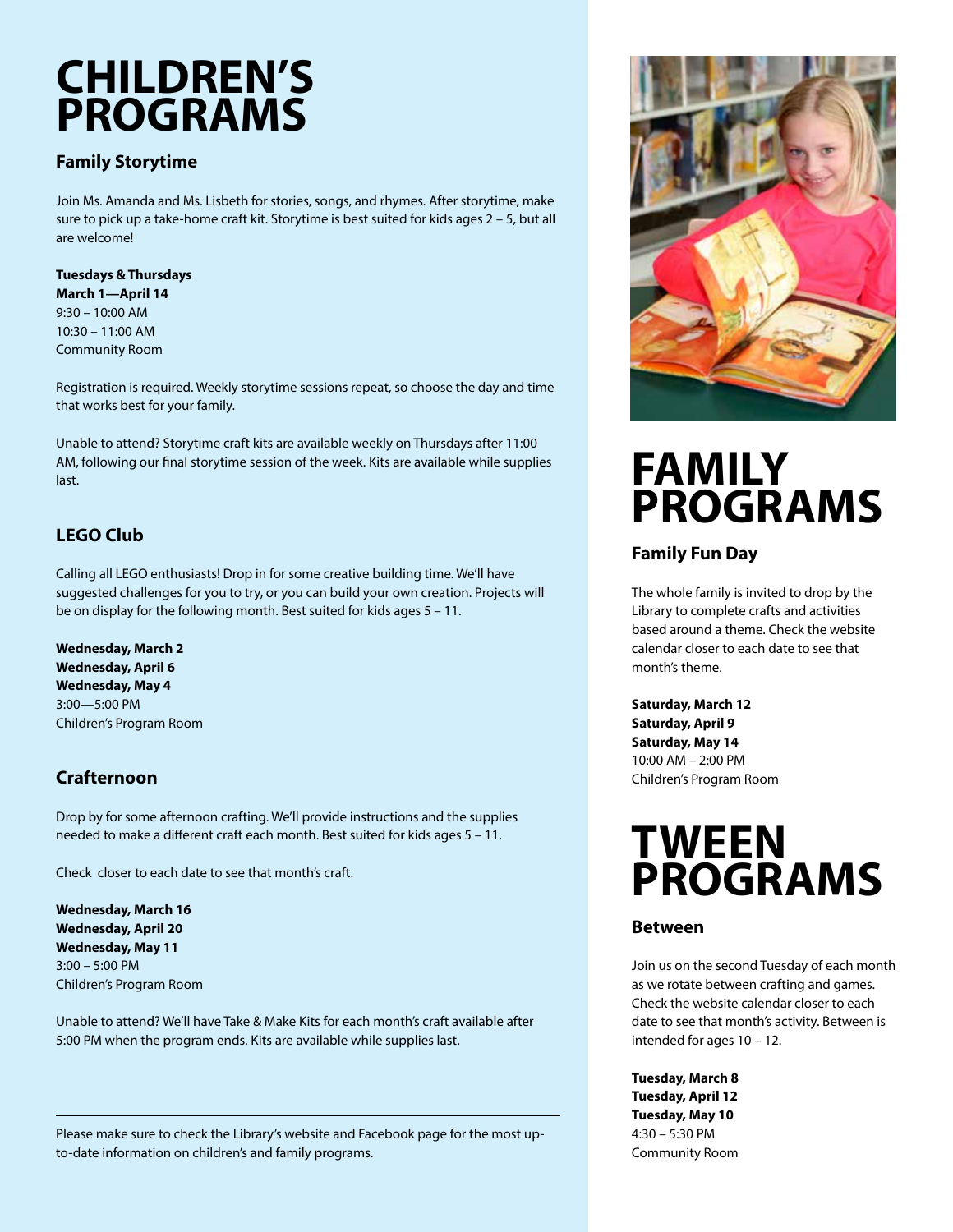# CHILDREN'S PROGRAMS

## Family Storytime

Join Ms. Amanda and Ms. Lisbeth for stories, songs, and rhymes. After storytime, make sure to pick up a take-home craft kit. Storytime is best suited for kids ages 2 – 5, but all are welcome!

**Tuesdays & Thursdays**
**March 1—April 14**
9:30 – 10:00 AM
10:30 – 11:00 AM
Community Room

Registration is required. Weekly storytime sessions repeat, so choose the day and time that works best for your family.

Unable to attend? Storytime craft kits are available weekly on Thursdays after 11:00 AM, following our final storytime session of the week. Kits are available while supplies last.

## LEGO Club

Calling all LEGO enthusiasts! Drop in for some creative building time. We'll have suggested challenges for you to try, or you can build your own creation. Projects will be on display for the following month. Best suited for kids ages 5 – 11.

**Wednesday, March 2**
**Wednesday, April 6**
**Wednesday, May 4**
3:00—5:00 PM
Children's Program Room

## Crafternoon

Drop by for some afternoon crafting. We'll provide instructions and the supplies needed to make a different craft each month. Best suited for kids ages 5 – 11.

Check closer to each date to see that month's craft.

**Wednesday, March 16**
**Wednesday, April 20**
**Wednesday, May 11**
3:00 – 5:00 PM
Children's Program Room

Unable to attend? We'll have Take & Make Kits for each month's craft available after 5:00 PM when the program ends. Kits are available while supplies last.

---

Please make sure to check the Library's website and Facebook page for the most up-to-date information on children's and family programs.

# FAMILY PROGRAMS

## Family Fun Day

The whole family is invited to drop by the Library to complete crafts and activities based around a theme. Check the website calendar closer to each date to see that month's theme.

**Saturday, March 12**
**Saturday, April 9**
**Saturday, May 14**
10:00 AM – 2:00 PM
Children's Program Room

# TWEEN PROGRAMS

## Between

Join us on the second Tuesday of each month as we rotate between crafting and games. Check the website calendar closer to each date to see that month's activity. Between is intended for ages 10 – 12.

**Tuesday, March 8**
**Tuesday, April 12**
**Tuesday, May 10**
4:30 – 5:30 PM
Community Room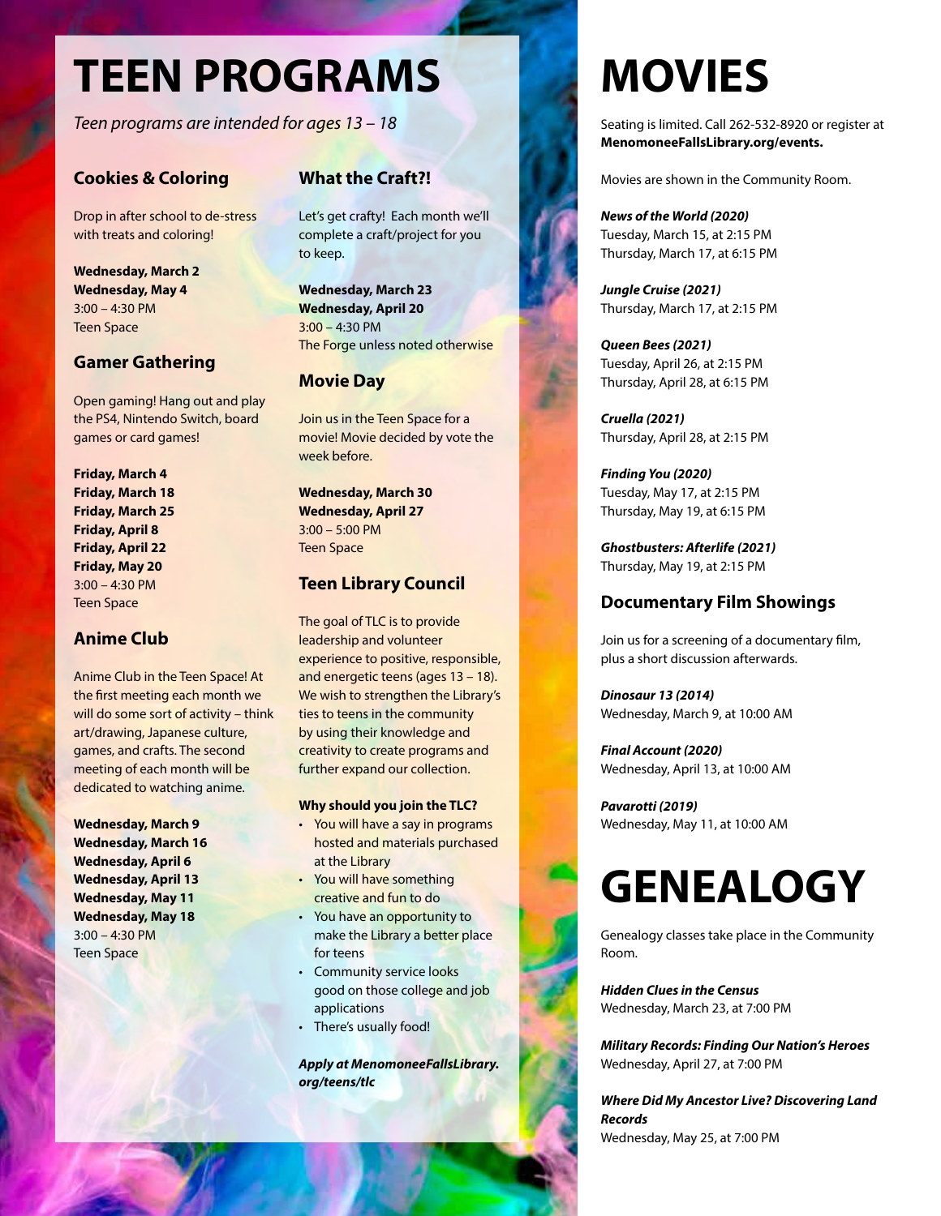# TEEN PROGRAMS

*Teen programs are intended for ages 13 – 18*

### Cookies & Coloring

Drop in after school to de-stress with treats and coloring!

**Wednesday, March 2**
**Wednesday, May 4**
3:00 – 4:30 PM
Teen Space

### Gamer Gathering

Open gaming! Hang out and play the PS4, Nintendo Switch, board games or card games!

**Friday, March 4**
**Friday, March 18**
**Friday, March 25**
**Friday, April 8**
**Friday, April 22**
**Friday, May 20**
3:00 – 4:30 PM
Teen Space

### Anime Club

Anime Club in the Teen Space! At the first meeting each month we will do some sort of activity – think art/drawing, Japanese culture, games, and crafts. The second meeting of each month will be dedicated to watching anime.

**Wednesday, March 9**
**Wednesday, March 16**
**Wednesday, April 6**
**Wednesday, April 13**
**Wednesday, May 11**
**Wednesday, May 18**
3:00 – 4:30 PM
Teen Space

### What the Craft?!

Let's get crafty! Each month we'll complete a craft/project for you to keep.

**Wednesday, March 23**
**Wednesday, April 20**
3:00 – 4:30 PM
The Forge unless noted otherwise

### Movie Day

Join us in the Teen Space for a movie! Movie decided by vote the week before.

**Wednesday, March 30**
**Wednesday, April 27**
3:00 – 5:00 PM
Teen Space

### Teen Library Council

The goal of TLC is to provide leadership and volunteer experience to positive, responsible, and energetic teens (ages 13 – 18). We wish to strengthen the Library's ties to teens in the community by using their knowledge and creativity to create programs and further expand our collection.

**Why should you join the TLC?**

- You will have a say in programs hosted and materials purchased at the Library
- You will have something creative and fun to do
- You have an opportunity to make the Library a better place for teens
- Community service looks good on those college and job applications
- There's usually food!

***Apply at MenomoneeFallsLibrary.org/teens/tlc***

# MOVIES

Seating is limited. Call 262-532-8920 or register at **MenomoneeFallsLibrary.org/events.**

Movies are shown in the Community Room.

***News of the World (2020)***
Tuesday, March 15, at 2:15 PM
Thursday, March 17, at 6:15 PM

***Jungle Cruise (2021)***
Thursday, March 17, at 2:15 PM

***Queen Bees (2021)***
Tuesday, April 26, at 2:15 PM
Thursday, April 28, at 6:15 PM

***Cruella (2021)***
Thursday, April 28, at 2:15 PM

***Finding You (2020)***
Tuesday, May 17, at 2:15 PM
Thursday, May 19, at 6:15 PM

***Ghostbusters: Afterlife (2021)***
Thursday, May 19, at 2:15 PM

### Documentary Film Showings

Join us for a screening of a documentary film, plus a short discussion afterwards.

***Dinosaur 13 (2014)***
Wednesday, March 9, at 10:00 AM

***Final Account (2020)***
Wednesday, April 13, at 10:00 AM

***Pavarotti (2019)***
Wednesday, May 11, at 10:00 AM

# GENEALOGY

Genealogy classes take place in the Community Room.

***Hidden Clues in the Census***
Wednesday, March 23, at 7:00 PM

***Military Records: Finding Our Nation's Heroes***
Wednesday, April 27, at 7:00 PM

***Where Did My Ancestor Live? Discovering Land Records***
Wednesday, May 25, at 7:00 PM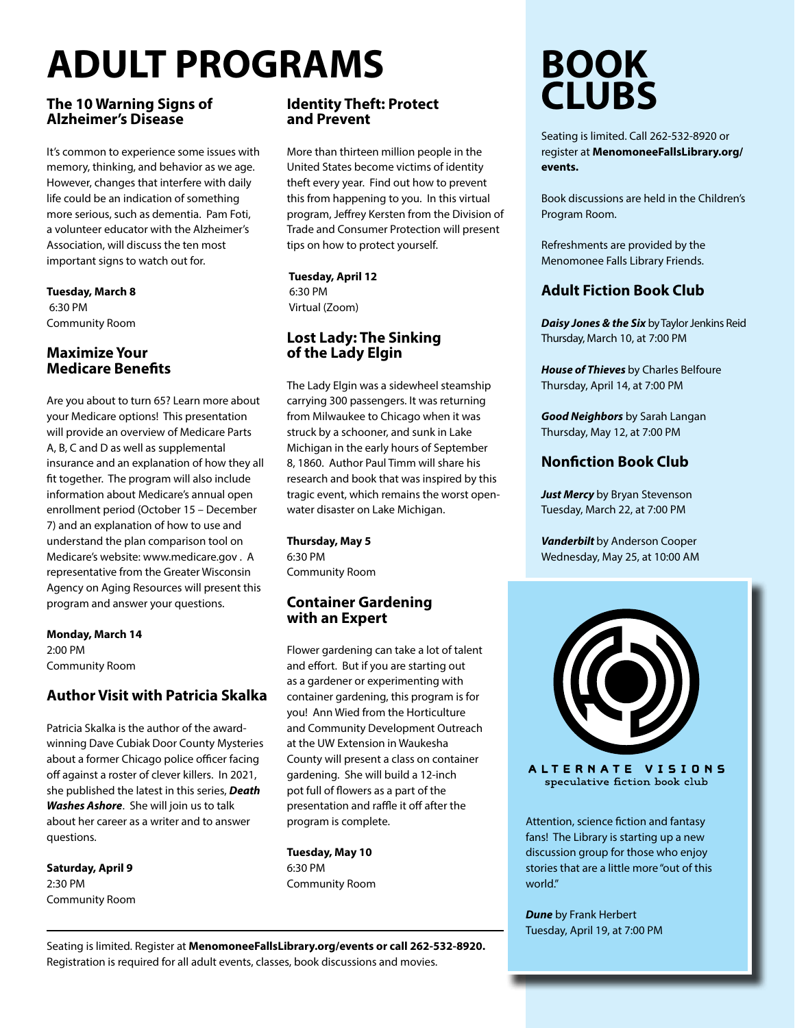# ADULT PROGRAMS

### The 10 Warning Signs of Alzheimer's Disease

It's common to experience some issues with memory, thinking, and behavior as we age. However, changes that interfere with daily life could be an indication of something more serious, such as dementia. Pam Foti, a volunteer educator with the Alzheimer's Association, will discuss the ten most important signs to watch out for.

**Tuesday, March 8**
6:30 PM
Community Room

### Maximize Your Medicare Benefits

Are you about to turn 65? Learn more about your Medicare options! This presentation will provide an overview of Medicare Parts A, B, C and D as well as supplemental insurance and an explanation of how they all fit together. The program will also include information about Medicare's annual open enrollment period (October 15 – December 7) and an explanation of how to use and understand the plan comparison tool on Medicare's website: www.medicare.gov . A representative from the Greater Wisconsin Agency on Aging Resources will present this program and answer your questions.

**Monday, March 14**
2:00 PM
Community Room

### Author Visit with Patricia Skalka

Patricia Skalka is the author of the award-winning Dave Cubiak Door County Mysteries about a former Chicago police officer facing off against a roster of clever killers. In 2021, she published the latest in this series, ***Death Washes Ashore***. She will join us to talk about her career as a writer and to answer questions.

**Saturday, April 9**
2:30 PM
Community Room

### Identity Theft: Protect and Prevent

More than thirteen million people in the United States become victims of identity theft every year. Find out how to prevent this from happening to you. In this virtual program, Jeffrey Kersten from the Division of Trade and Consumer Protection will present tips on how to protect yourself.

**Tuesday, April 12**
6:30 PM
Virtual (Zoom)

### Lost Lady: The Sinking of the Lady Elgin

The Lady Elgin was a sidewheel steamship carrying 300 passengers. It was returning from Milwaukee to Chicago when it was struck by a schooner, and sunk in Lake Michigan in the early hours of September 8, 1860. Author Paul Timm will share his research and book that was inspired by this tragic event, which remains the worst open-water disaster on Lake Michigan.

**Thursday, May 5**
6:30 PM
Community Room

### Container Gardening with an Expert

Flower gardening can take a lot of talent and effort. But if you are starting out as a gardener or experimenting with container gardening, this program is for you! Ann Wied from the Horticulture and Community Development Outreach at the UW Extension in Waukesha County will present a class on container gardening. She will build a 12-inch pot full of flowers as a part of the presentation and raffle it off after the program is complete.

**Tuesday, May 10**
6:30 PM
Community Room

Seating is limited. Register at **MenomoneeFallsLibrary.org/events or call 262-532-8920.**
Registration is required for all adult events, classes, book discussions and movies.

# BOOK CLUBS

Seating is limited. Call 262-532-8920 or register at **MenomoneeFallsLibrary.org/events.**

Book discussions are held in the Children's Program Room.

Refreshments are provided by the Menomonee Falls Library Friends.

### Adult Fiction Book Club

***Daisy Jones & the Six*** by Taylor Jenkins Reid
Thursday, March 10, at 7:00 PM

***House of Thieves*** by Charles Belfoure
Thursday, April 14, at 7:00 PM

***Good Neighbors*** by Sarah Langan
Thursday, May 12, at 7:00 PM

### Nonfiction Book Club

***Just Mercy*** by Bryan Stevenson
Tuesday, March 22, at 7:00 PM

***Vanderbilt*** by Anderson Cooper
Wednesday, May 25, at 10:00 AM

**ALTERNATE VISIONS**
speculative fiction book club

Attention, science fiction and fantasy fans! The Library is starting up a new discussion group for those who enjoy stories that are a little more "out of this world."

***Dune*** by Frank Herbert
Tuesday, April 19, at 7:00 PM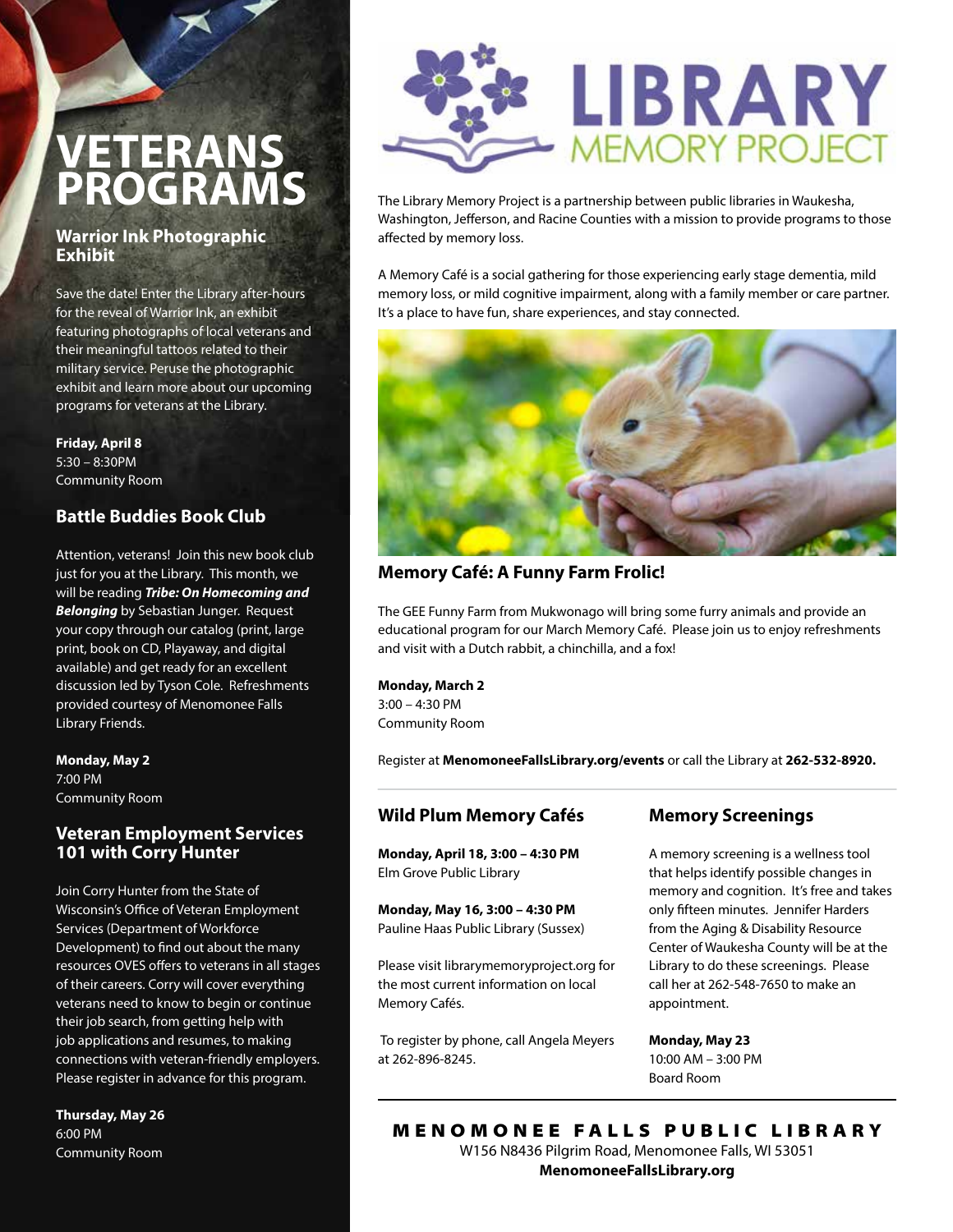# VETERANS PROGRAMS

## Warrior Ink Photographic Exhibit

Save the date! Enter the Library after-hours for the reveal of Warrior Ink, an exhibit featuring photographs of local veterans and their meaningful tattoos related to their military service. Peruse the photographic exhibit and learn more about our upcoming programs for veterans at the Library.

**Friday, April 8**
5:30 – 8:30PM
Community Room

## Battle Buddies Book Club

Attention, veterans! Join this new book club just for you at the Library. This month, we will be reading ***Tribe: On Homecoming and Belonging*** by Sebastian Junger. Request your copy through our catalog (print, large print, book on CD, Playaway, and digital available) and get ready for an excellent discussion led by Tyson Cole. Refreshments provided courtesy of Menomonee Falls Library Friends.

**Monday, May 2**
7:00 PM
Community Room

## Veteran Employment Services 101 with Corry Hunter

Join Corry Hunter from the State of Wisconsin's Office of Veteran Employment Services (Department of Workforce Development) to find out about the many resources OVES offers to veterans in all stages of their careers. Corry will cover everything veterans need to know to begin or continue their job search, from getting help with job applications and resumes, to making connections with veteran-friendly employers. Please register in advance for this program.

**Thursday, May 26**
6:00 PM
Community Room

# LIBRARY MEMORY PROJECT

The Library Memory Project is a partnership between public libraries in Waukesha, Washington, Jefferson, and Racine Counties with a mission to provide programs to those affected by memory loss.

A Memory Café is a social gathering for those experiencing early stage dementia, mild memory loss, or mild cognitive impairment, along with a family member or care partner. It's a place to have fun, share experiences, and stay connected.

## Memory Café: A Funny Farm Frolic!

The GEE Funny Farm from Mukwonago will bring some furry animals and provide an educational program for our March Memory Café. Please join us to enjoy refreshments and visit with a Dutch rabbit, a chinchilla, and a fox!

**Monday, March 2**
3:00 – 4:30 PM
Community Room

Register at **MenomoneeFallsLibrary.org/events** or call the Library at **262-532-8920.**

## Wild Plum Memory Cafés

**Monday, April 18, 3:00 – 4:30 PM**
Elm Grove Public Library

**Monday, May 16, 3:00 – 4:30 PM**
Pauline Haas Public Library (Sussex)

Please visit librarymemoryproject.org for the most current information on local Memory Cafés.

To register by phone, call Angela Meyers at 262-896-8245.

## Memory Screenings

A memory screening is a wellness tool that helps identify possible changes in memory and cognition. It's free and takes only fifteen minutes. Jennifer Harders from the Aging & Disability Resource Center of Waukesha County will be at the Library to do these screenings. Please call her at 262-548-7650 to make an appointment.

**Monday, May 23**
10:00 AM – 3:00 PM
Board Room

**MENOMONEE FALLS PUBLIC LIBRARY**
W156 N8436 Pilgrim Road, Menomonee Falls, WI 53051
**MenomoneeFallsLibrary.org**